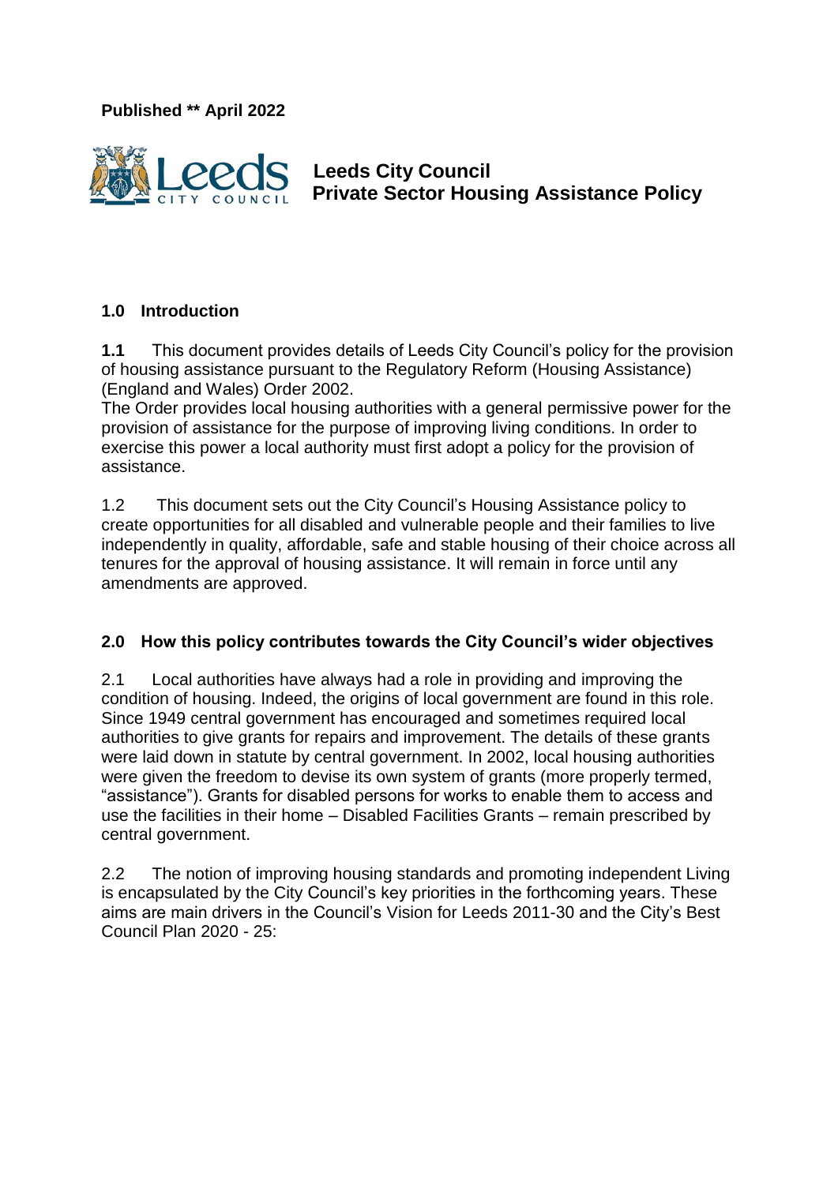**Published ** April 2022**

# Leeds City Council
# Private Sector Housing Assistance Policy

## 1.0 Introduction

**1.1** This document provides details of Leeds City Council's policy for the provision of housing assistance pursuant to the Regulatory Reform (Housing Assistance) (England and Wales) Order 2002.
The Order provides local housing authorities with a general permissive power for the provision of assistance for the purpose of improving living conditions. In order to exercise this power a local authority must first adopt a policy for the provision of assistance.

1.2 This document sets out the City Council's Housing Assistance policy to create opportunities for all disabled and vulnerable people and their families to live independently in quality, affordable, safe and stable housing of their choice across all tenures for the approval of housing assistance. It will remain in force until any amendments are approved.

## 2.0 How this policy contributes towards the City Council's wider objectives

2.1 Local authorities have always had a role in providing and improving the condition of housing. Indeed, the origins of local government are found in this role. Since 1949 central government has encouraged and sometimes required local authorities to give grants for repairs and improvement. The details of these grants were laid down in statute by central government. In 2002, local housing authorities were given the freedom to devise its own system of grants (more properly termed, "assistance"). Grants for disabled persons for works to enable them to access and use the facilities in their home – Disabled Facilities Grants – remain prescribed by central government.

2.2 The notion of improving housing standards and promoting independent Living is encapsulated by the City Council's key priorities in the forthcoming years. These aims are main drivers in the Council's Vision for Leeds 2011-30 and the City's Best Council Plan 2020 - 25: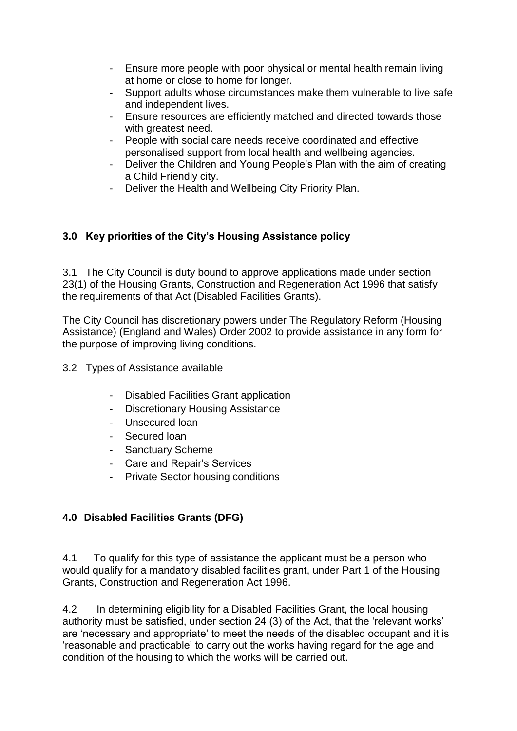- Ensure more people with poor physical or mental health remain living at home or close to home for longer.
- Support adults whose circumstances make them vulnerable to live safe and independent lives.
- Ensure resources are efficiently matched and directed towards those with greatest need.
- People with social care needs receive coordinated and effective personalised support from local health and wellbeing agencies.
- Deliver the Children and Young People's Plan with the aim of creating a Child Friendly city.
- Deliver the Health and Wellbeing City Priority Plan.

## 3.0 Key priorities of the City's Housing Assistance policy

3.1 The City Council is duty bound to approve applications made under section 23(1) of the Housing Grants, Construction and Regeneration Act 1996 that satisfy the requirements of that Act (Disabled Facilities Grants).

The City Council has discretionary powers under The Regulatory Reform (Housing Assistance) (England and Wales) Order 2002 to provide assistance in any form for the purpose of improving living conditions.

3.2 Types of Assistance available

- Disabled Facilities Grant application
- Discretionary Housing Assistance
- Unsecured loan
- Secured loan
- Sanctuary Scheme
- Care and Repair's Services
- Private Sector housing conditions

## 4.0 Disabled Facilities Grants (DFG)

4.1 To qualify for this type of assistance the applicant must be a person who would qualify for a mandatory disabled facilities grant, under Part 1 of the Housing Grants, Construction and Regeneration Act 1996.

4.2 In determining eligibility for a Disabled Facilities Grant, the local housing authority must be satisfied, under section 24 (3) of the Act, that the 'relevant works' are 'necessary and appropriate' to meet the needs of the disabled occupant and it is 'reasonable and practicable' to carry out the works having regard for the age and condition of the housing to which the works will be carried out.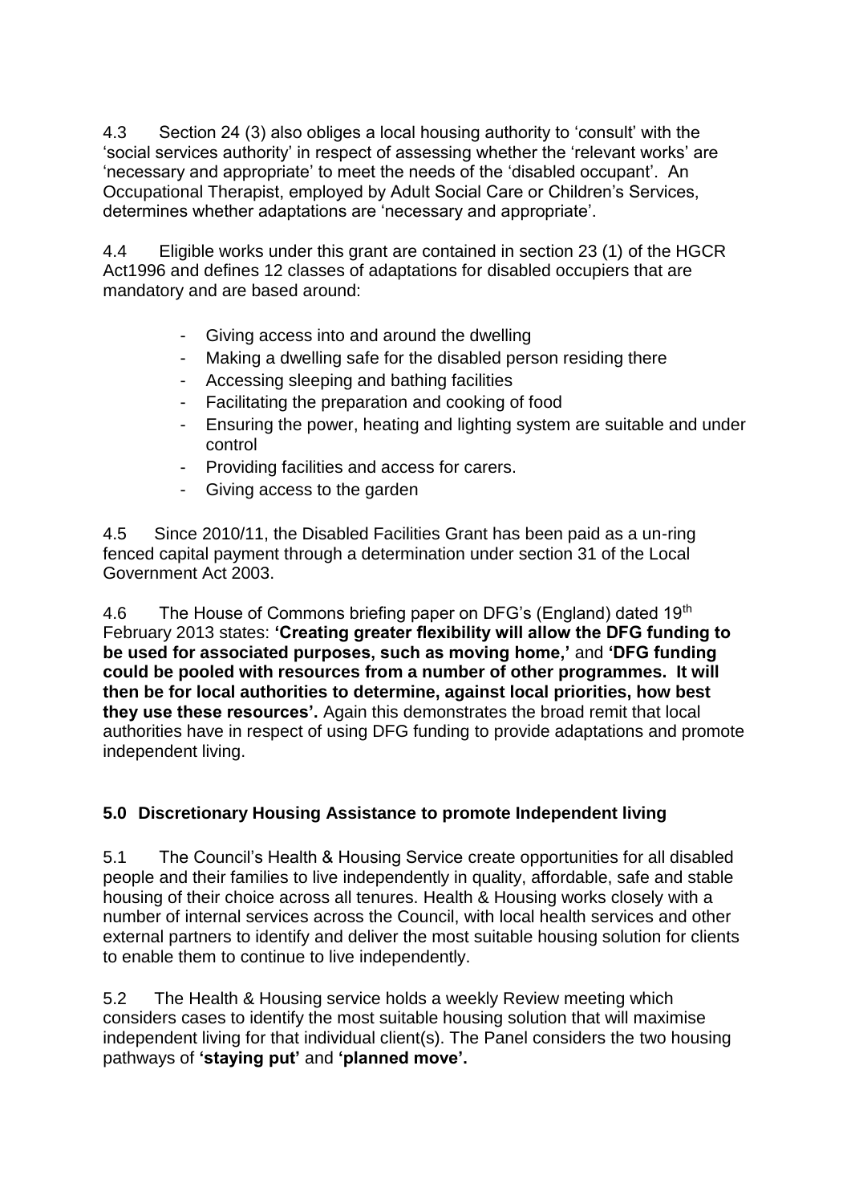4.3 Section 24 (3) also obliges a local housing authority to 'consult' with the 'social services authority' in respect of assessing whether the 'relevant works' are 'necessary and appropriate' to meet the needs of the 'disabled occupant'. An Occupational Therapist, employed by Adult Social Care or Children's Services, determines whether adaptations are 'necessary and appropriate'.

4.4 Eligible works under this grant are contained in section 23 (1) of the HGCR Act1996 and defines 12 classes of adaptations for disabled occupiers that are mandatory and are based around:

- Giving access into and around the dwelling
- Making a dwelling safe for the disabled person residing there
- Accessing sleeping and bathing facilities
- Facilitating the preparation and cooking of food
- Ensuring the power, heating and lighting system are suitable and under control
- Providing facilities and access for carers.
- Giving access to the garden

4.5 Since 2010/11, the Disabled Facilities Grant has been paid as a un-ring fenced capital payment through a determination under section 31 of the Local Government Act 2003.

4.6 The House of Commons briefing paper on DFG's (England) dated 19th February 2013 states: **'Creating greater flexibility will allow the DFG funding to be used for associated purposes, such as moving home,'** and **'DFG funding could be pooled with resources from a number of other programmes. It will then be for local authorities to determine, against local priorities, how best they use these resources'.** Again this demonstrates the broad remit that local authorities have in respect of using DFG funding to provide adaptations and promote independent living.

## 5.0 Discretionary Housing Assistance to promote Independent living

5.1 The Council's Health & Housing Service create opportunities for all disabled people and their families to live independently in quality, affordable, safe and stable housing of their choice across all tenures. Health & Housing works closely with a number of internal services across the Council, with local health services and other external partners to identify and deliver the most suitable housing solution for clients to enable them to continue to live independently.

5.2 The Health & Housing service holds a weekly Review meeting which considers cases to identify the most suitable housing solution that will maximise independent living for that individual client(s). The Panel considers the two housing pathways of **'staying put'** and **'planned move'.**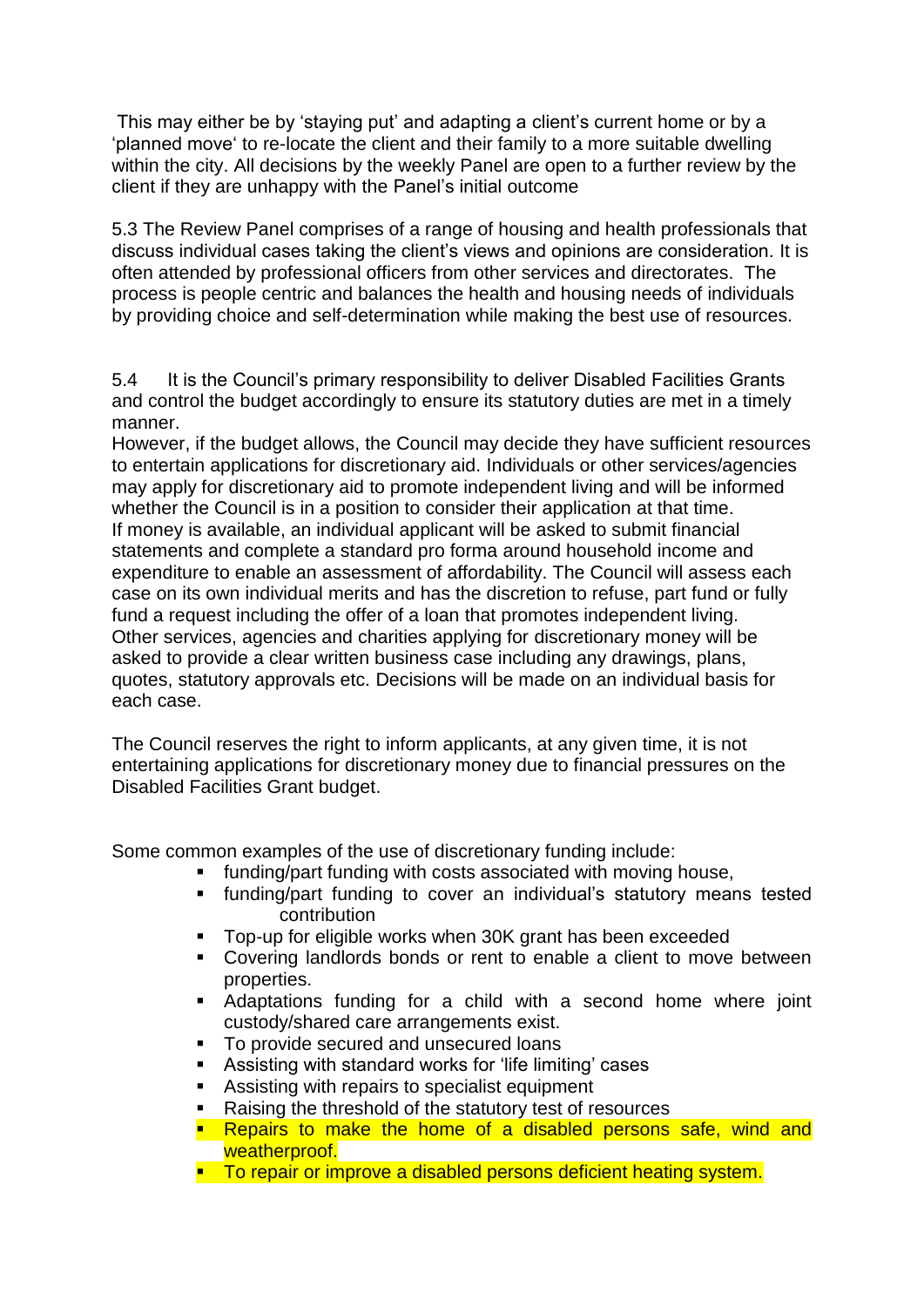This may either be by 'staying put' and adapting a client's current home or by a 'planned move' to re-locate the client and their family to a more suitable dwelling within the city. All decisions by the weekly Panel are open to a further review by the client if they are unhappy with the Panel's initial outcome

5.3 The Review Panel comprises of a range of housing and health professionals that discuss individual cases taking the client's views and opinions are consideration. It is often attended by professional officers from other services and directorates. The process is people centric and balances the health and housing needs of individuals by providing choice and self-determination while making the best use of resources.

5.4 It is the Council's primary responsibility to deliver Disabled Facilities Grants and control the budget accordingly to ensure its statutory duties are met in a timely manner.

However, if the budget allows, the Council may decide they have sufficient resources to entertain applications for discretionary aid. Individuals or other services/agencies may apply for discretionary aid to promote independent living and will be informed whether the Council is in a position to consider their application at that time.

If money is available, an individual applicant will be asked to submit financial statements and complete a standard pro forma around household income and expenditure to enable an assessment of affordability. The Council will assess each case on its own individual merits and has the discretion to refuse, part fund or fully fund a request including the offer of a loan that promotes independent living.

Other services, agencies and charities applying for discretionary money will be asked to provide a clear written business case including any drawings, plans, quotes, statutory approvals etc. Decisions will be made on an individual basis for each case.

The Council reserves the right to inform applicants, at any given time, it is not entertaining applications for discretionary money due to financial pressures on the Disabled Facilities Grant budget.

Some common examples of the use of discretionary funding include:

- funding/part funding with costs associated with moving house,
- funding/part funding to cover an individual's statutory means tested contribution
- Top-up for eligible works when 30K grant has been exceeded
- Covering landlords bonds or rent to enable a client to move between properties.
- Adaptations funding for a child with a second home where joint custody/shared care arrangements exist.
- To provide secured and unsecured loans
- Assisting with standard works for 'life limiting' cases
- Assisting with repairs to specialist equipment
- Raising the threshold of the statutory test of resources
- Repairs to make the home of a disabled persons safe, wind and weatherproof.
- To repair or improve a disabled persons deficient heating system.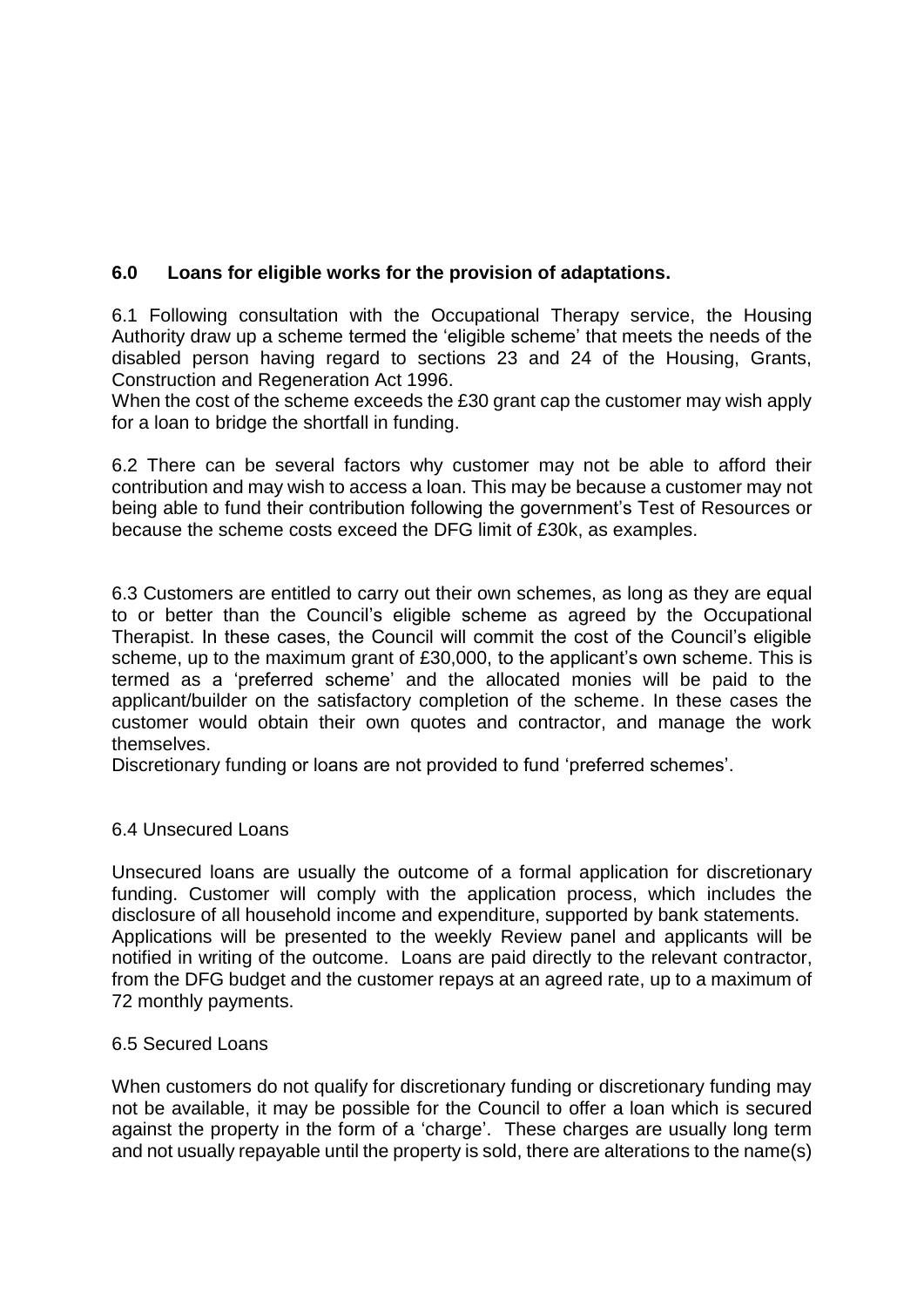## 6.0 Loans for eligible works for the provision of adaptations.

6.1 Following consultation with the Occupational Therapy service, the Housing Authority draw up a scheme termed the 'eligible scheme' that meets the needs of the disabled person having regard to sections 23 and 24 of the Housing, Grants, Construction and Regeneration Act 1996.
When the cost of the scheme exceeds the £30 grant cap the customer may wish apply for a loan to bridge the shortfall in funding.

6.2 There can be several factors why customer may not be able to afford their contribution and may wish to access a loan. This may be because a customer may not being able to fund their contribution following the government's Test of Resources or because the scheme costs exceed the DFG limit of £30k, as examples.

6.3 Customers are entitled to carry out their own schemes, as long as they are equal to or better than the Council's eligible scheme as agreed by the Occupational Therapist. In these cases, the Council will commit the cost of the Council's eligible scheme, up to the maximum grant of £30,000, to the applicant's own scheme. This is termed as a 'preferred scheme' and the allocated monies will be paid to the applicant/builder on the satisfactory completion of the scheme. In these cases the customer would obtain their own quotes and contractor, and manage the work themselves.
Discretionary funding or loans are not provided to fund 'preferred schemes'.

6.4 Unsecured Loans

Unsecured loans are usually the outcome of a formal application for discretionary funding. Customer will comply with the application process, which includes the disclosure of all household income and expenditure, supported by bank statements.
Applications will be presented to the weekly Review panel and applicants will be notified in writing of the outcome. Loans are paid directly to the relevant contractor, from the DFG budget and the customer repays at an agreed rate, up to a maximum of 72 monthly payments.

6.5 Secured Loans

When customers do not qualify for discretionary funding or discretionary funding may not be available, it may be possible for the Council to offer a loan which is secured against the property in the form of a 'charge'. These charges are usually long term and not usually repayable until the property is sold, there are alterations to the name(s)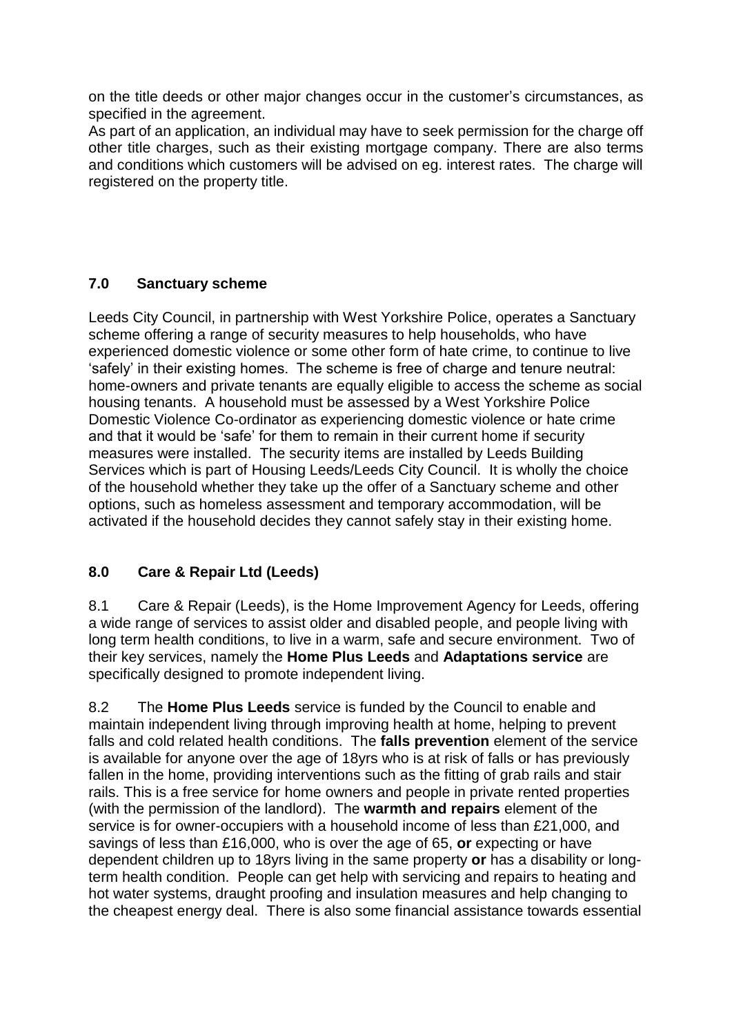on the title deeds or other major changes occur in the customer's circumstances, as specified in the agreement.
As part of an application, an individual may have to seek permission for the charge off other title charges, such as their existing mortgage company. There are also terms and conditions which customers will be advised on eg. interest rates. The charge will registered on the property title.

## 7.0 Sanctuary scheme

Leeds City Council, in partnership with West Yorkshire Police, operates a Sanctuary scheme offering a range of security measures to help households, who have experienced domestic violence or some other form of hate crime, to continue to live 'safely' in their existing homes. The scheme is free of charge and tenure neutral: home-owners and private tenants are equally eligible to access the scheme as social housing tenants. A household must be assessed by a West Yorkshire Police Domestic Violence Co-ordinator as experiencing domestic violence or hate crime and that it would be 'safe' for them to remain in their current home if security measures were installed. The security items are installed by Leeds Building Services which is part of Housing Leeds/Leeds City Council. It is wholly the choice of the household whether they take up the offer of a Sanctuary scheme and other options, such as homeless assessment and temporary accommodation, will be activated if the household decides they cannot safely stay in their existing home.

## 8.0 Care & Repair Ltd (Leeds)

8.1 Care & Repair (Leeds), is the Home Improvement Agency for Leeds, offering a wide range of services to assist older and disabled people, and people living with long term health conditions, to live in a warm, safe and secure environment. Two of their key services, namely the **Home Plus Leeds** and **Adaptations service** are specifically designed to promote independent living.

8.2 The **Home Plus Leeds** service is funded by the Council to enable and maintain independent living through improving health at home, helping to prevent falls and cold related health conditions. The **falls prevention** element of the service is available for anyone over the age of 18yrs who is at risk of falls or has previously fallen in the home, providing interventions such as the fitting of grab rails and stair rails. This is a free service for home owners and people in private rented properties (with the permission of the landlord). The **warmth and repairs** element of the service is for owner-occupiers with a household income of less than £21,000, and savings of less than £16,000, who is over the age of 65, **or** expecting or have dependent children up to 18yrs living in the same property **or** has a disability or long-term health condition. People can get help with servicing and repairs to heating and hot water systems, draught proofing and insulation measures and help changing to the cheapest energy deal. There is also some financial assistance towards essential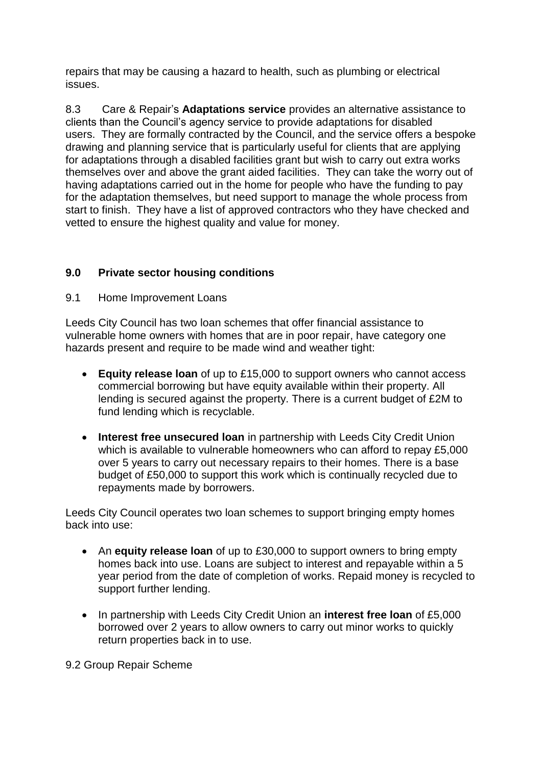repairs that may be causing a hazard to health, such as plumbing or electrical issues.

8.3 Care & Repair's **Adaptations service** provides an alternative assistance to clients than the Council's agency service to provide adaptations for disabled users. They are formally contracted by the Council, and the service offers a bespoke drawing and planning service that is particularly useful for clients that are applying for adaptations through a disabled facilities grant but wish to carry out extra works themselves over and above the grant aided facilities. They can take the worry out of having adaptations carried out in the home for people who have the funding to pay for the adaptation themselves, but need support to manage the whole process from start to finish. They have a list of approved contractors who they have checked and vetted to ensure the highest quality and value for money.

## 9.0 Private sector housing conditions

9.1 Home Improvement Loans

Leeds City Council has two loan schemes that offer financial assistance to vulnerable home owners with homes that are in poor repair, have category one hazards present and require to be made wind and weather tight:

- **Equity release loan** of up to £15,000 to support owners who cannot access commercial borrowing but have equity available within their property. All lending is secured against the property. There is a current budget of £2M to fund lending which is recyclable.
- **Interest free unsecured loan** in partnership with Leeds City Credit Union which is available to vulnerable homeowners who can afford to repay £5,000 over 5 years to carry out necessary repairs to their homes. There is a base budget of £50,000 to support this work which is continually recycled due to repayments made by borrowers.

Leeds City Council operates two loan schemes to support bringing empty homes back into use:

- An **equity release loan** of up to £30,000 to support owners to bring empty homes back into use. Loans are subject to interest and repayable within a 5 year period from the date of completion of works. Repaid money is recycled to support further lending.
- In partnership with Leeds City Credit Union an **interest free loan** of £5,000 borrowed over 2 years to allow owners to carry out minor works to quickly return properties back in to use.

9.2 Group Repair Scheme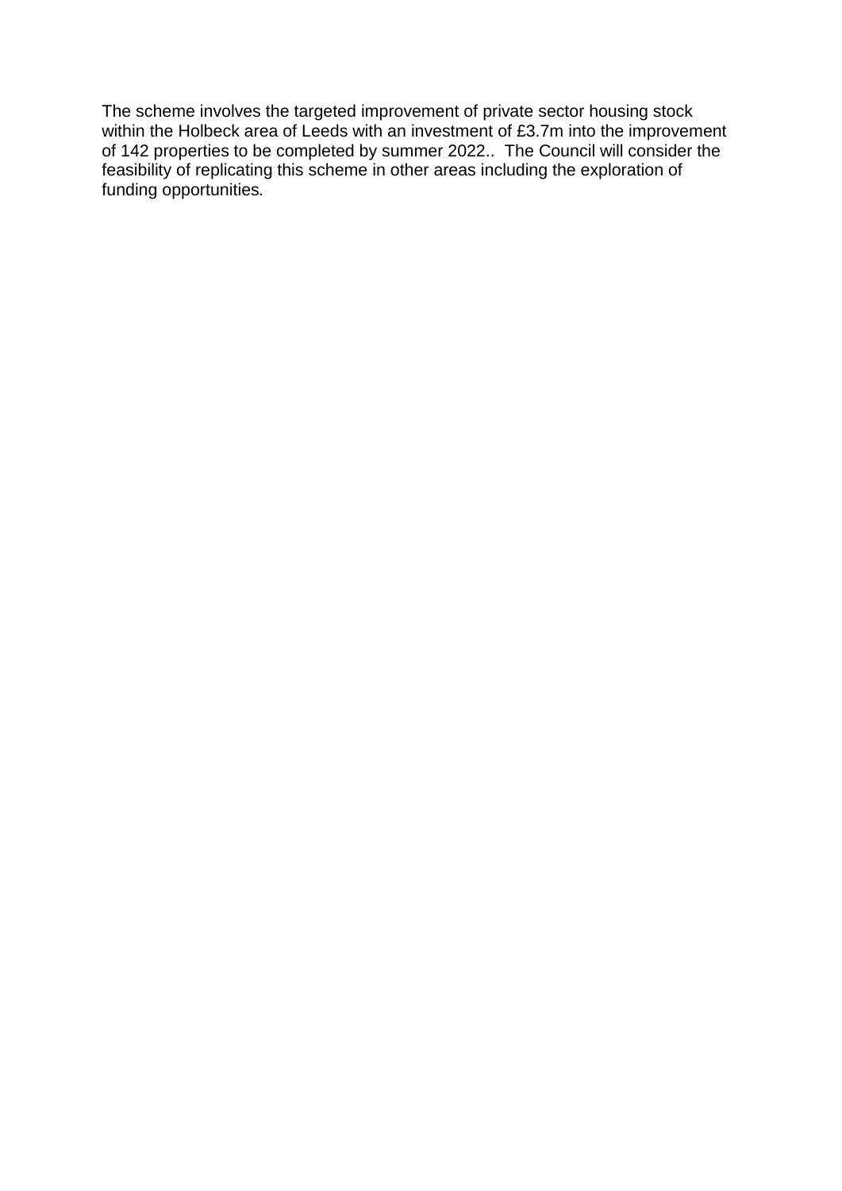The scheme involves the targeted improvement of private sector housing stock within the Holbeck area of Leeds with an investment of £3.7m into the improvement of 142 properties to be completed by summer 2022.. The Council will consider the feasibility of replicating this scheme in other areas including the exploration of funding opportunities.